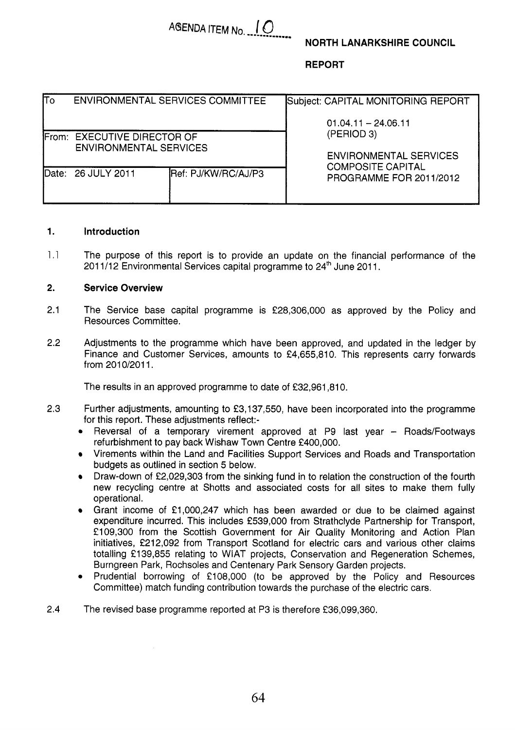AGENDA ITEM No. 10

**NORTH LANARKSHIRE COUNCIL**

**REPORT**

| To | ENVIRONMENTAL SERVICES COMMITTEE | | Subject: CAPITAL MONITORING REPORT 01.04.11 – 24.06.11 (PERIOD 3) ENVIRONMENTAL SERVICES COMPOSITE CAPITAL PROGRAMME FOR 2011/2012 |
|---|---|---|---|
| From: | EXECUTIVE DIRECTOR OF ENVIRONMENTAL SERVICES | | |
| Date: | 26 JULY 2011 | Ref: PJ/KW/RC/AJ/P3 | |

## 1. Introduction

1.1 The purpose of this report is to provide an update on the financial performance of the 2011/12 Environmental Services capital programme to 24th June 2011.

## 2. Service Overview

2.1 The Service base capital programme is £28,306,000 as approved by the Policy and Resources Committee.

2.2 Adjustments to the programme which have been approved, and updated in the ledger by Finance and Customer Services, amounts to £4,655,810. This represents carry forwards from 2010/2011.

The results in an approved programme to date of £32,961,810.

2.3 Further adjustments, amounting to £3,137,550, have been incorporated into the programme for this report. These adjustments reflect:-

- Reversal of a temporary virement approved at P9 last year – Roads/Footways refurbishment to pay back Wishaw Town Centre £400,000.
- Virements within the Land and Facilities Support Services and Roads and Transportation budgets as outlined in section 5 below.
- Draw-down of £2,029,303 from the sinking fund in to relation the construction of the fourth new recycling centre at Shotts and associated costs for all sites to make them fully operational.
- Grant income of £1,000,247 which has been awarded or due to be claimed against expenditure incurred. This includes £539,000 from Strathclyde Partnership for Transport, £109,300 from the Scottish Government for Air Quality Monitoring and Action Plan initiatives, £212,092 from Transport Scotland for electric cars and various other claims totalling £139,855 relating to WIAT projects, Conservation and Regeneration Schemes, Burngreen Park, Rochsoles and Centenary Park Sensory Garden projects.
- Prudential borrowing of £108,000 (to be approved by the Policy and Resources Committee) match funding contribution towards the purchase of the electric cars.

2.4 The revised base programme reported at P3 is therefore £36,099,360.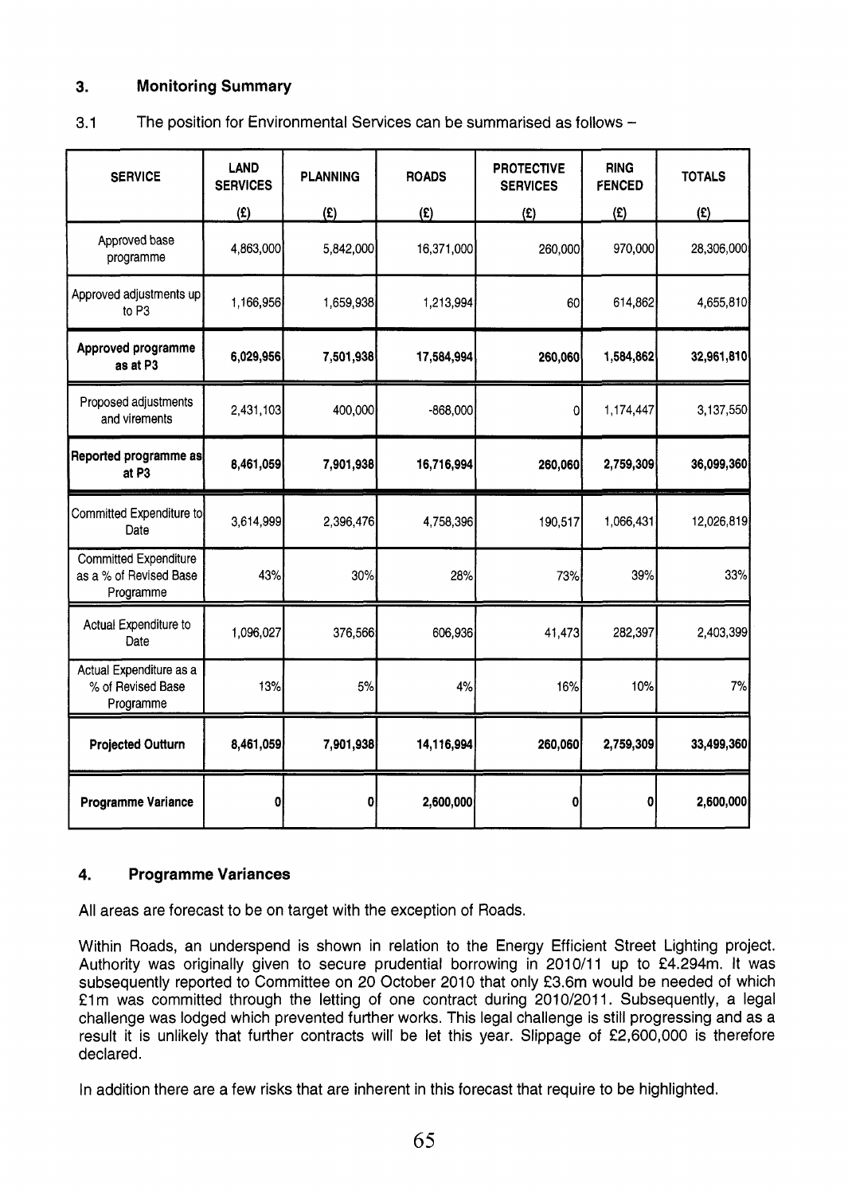## 3. Monitoring Summary

3.1 The position for Environmental Services can be summarised as follows –

| SERVICE | LAND SERVICES (£) | PLANNING (£) | ROADS (£) | PROTECTIVE SERVICES (£) | RING FENCED (£) | TOTALS (£) |
|---|---|---|---|---|---|---|
| Approved base programme | 4,863,000 | 5,842,000 | 16,371,000 | 260,000 | 970,000 | 28,306,000 |
| Approved adjustments up to P3 | 1,166,956 | 1,659,938 | 1,213,994 | 60 | 614,862 | 4,655,810 |
| **Approved programme as at P3** | **6,029,956** | **7,501,938** | **17,584,994** | **260,060** | **1,584,862** | **32,961,810** |
| Proposed adjustments and virements | 2,431,103 | 400,000 | -868,000 | 0 | 1,174,447 | 3,137,550 |
| **Reported programme as at P3** | **8,461,059** | **7,901,938** | **16,716,994** | **260,060** | **2,759,309** | **36,099,360** |
| Committed Expenditure to Date | 3,614,999 | 2,396,476 | 4,758,396 | 190,517 | 1,066,431 | 12,026,819 |
| Committed Expenditure as a % of Revised Base Programme | 43% | 30% | 28% | 73% | 39% | 33% |
| Actual Expenditure to Date | 1,096,027 | 376,566 | 606,936 | 41,473 | 282,397 | 2,403,399 |
| Actual Expenditure as a % of Revised Base Programme | 13% | 5% | 4% | 16% | 10% | 7% |
| **Projected Outturn** | **8,461,059** | **7,901,938** | **14,116,994** | **260,060** | **2,759,309** | **33,499,360** |
| **Programme Variance** | **0** | **0** | **2,600,000** | **0** | **0** | **2,600,000** |

## 4. Programme Variances

All areas are forecast to be on target with the exception of Roads.

Within Roads, an underspend is shown in relation to the Energy Efficient Street Lighting project. Authority was originally given to secure prudential borrowing in 2010/11 up to £4.294m. It was subsequently reported to Committee on 20 October 2010 that only £3.6m would be needed of which £1m was committed through the letting of one contract during 2010/2011. Subsequently, a legal challenge was lodged which prevented further works. This legal challenge is still progressing and as a result it is unlikely that further contracts will be let this year. Slippage of £2,600,000 is therefore declared.

In addition there are a few risks that are inherent in this forecast that require to be highlighted.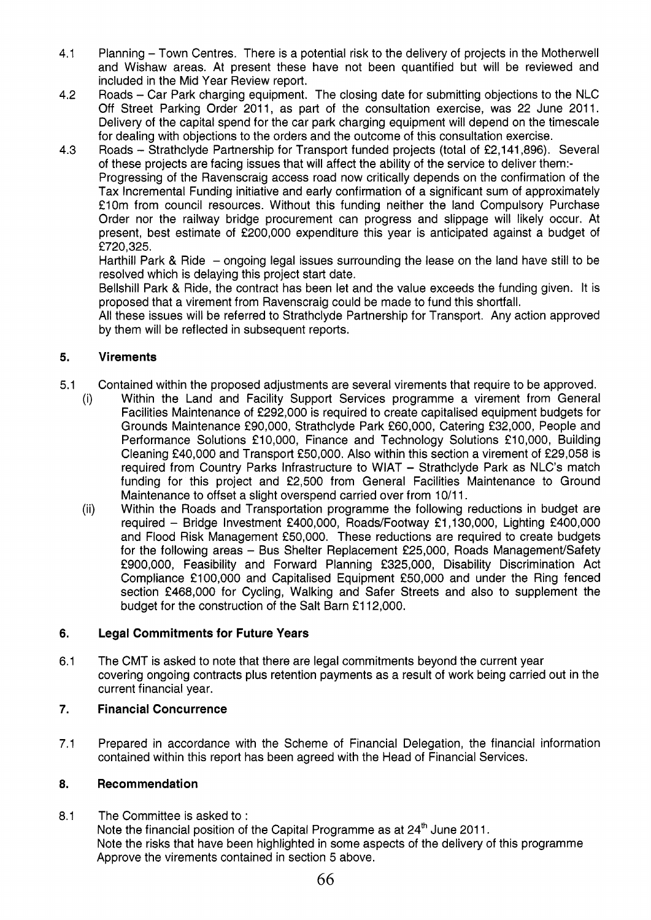4.1 Planning – Town Centres. There is a potential risk to the delivery of projects in the Motherwell and Wishaw areas. At present these have not been quantified but will be reviewed and included in the Mid Year Review report.

4.2 Roads – Car Park charging equipment. The closing date for submitting objections to the NLC Off Street Parking Order 2011, as part of the consultation exercise, was 22 June 2011. Delivery of the capital spend for the car park charging equipment will depend on the timescale for dealing with objections to the orders and the outcome of this consultation exercise.

4.3 Roads – Strathclyde Partnership for Transport funded projects (total of £2,141,896). Several of these projects are facing issues that will affect the ability of the service to deliver them:-
Progressing of the Ravenscraig access road now critically depends on the confirmation of the Tax Incremental Funding initiative and early confirmation of a significant sum of approximately £10m from council resources. Without this funding neither the land Compulsory Purchase Order nor the railway bridge procurement can progress and slippage will likely occur. At present, best estimate of £200,000 expenditure this year is anticipated against a budget of £720,325.
Harthill Park & Ride – ongoing legal issues surrounding the lease on the land have still to be resolved which is delaying this project start date.
Bellshill Park & Ride, the contract has been let and the value exceeds the funding given. It is proposed that a virement from Ravenscraig could be made to fund this shortfall.
All these issues will be referred to Strathclyde Partnership for Transport. Any action approved by them will be reflected in subsequent reports.

## 5. Virements

5.1 Contained within the proposed adjustments are several virements that require to be approved.

(i) Within the Land and Facility Support Services programme a virement from General Facilities Maintenance of £292,000 is required to create capitalised equipment budgets for Grounds Maintenance £90,000, Strathclyde Park £60,000, Catering £32,000, People and Performance Solutions £10,000, Finance and Technology Solutions £10,000, Building Cleaning £40,000 and Transport £50,000. Also within this section a virement of £29,058 is required from Country Parks Infrastructure to WIAT – Strathclyde Park as NLC's match funding for this project and £2,500 from General Facilities Maintenance to Ground Maintenance to offset a slight overspend carried over from 10/11.

(ii) Within the Roads and Transportation programme the following reductions in budget are required – Bridge Investment £400,000, Roads/Footway £1,130,000, Lighting £400,000 and Flood Risk Management £50,000. These reductions are required to create budgets for the following areas – Bus Shelter Replacement £25,000, Roads Management/Safety £900,000, Feasibility and Forward Planning £325,000, Disability Discrimination Act Compliance £100,000 and Capitalised Equipment £50,000 and under the Ring fenced section £468,000 for Cycling, Walking and Safer Streets and also to supplement the budget for the construction of the Salt Barn £112,000.

## 6. Legal Commitments for Future Years

6.1 The CMT is asked to note that there are legal commitments beyond the current year covering ongoing contracts plus retention payments as a result of work being carried out in the current financial year.

## 7. Financial Concurrence

7.1 Prepared in accordance with the Scheme of Financial Delegation, the financial information contained within this report has been agreed with the Head of Financial Services.

## 8. Recommendation

8.1 The Committee is asked to :
Note the financial position of the Capital Programme as at 24th June 2011.
Note the risks that have been highlighted in some aspects of the delivery of this programme
Approve the virements contained in section 5 above.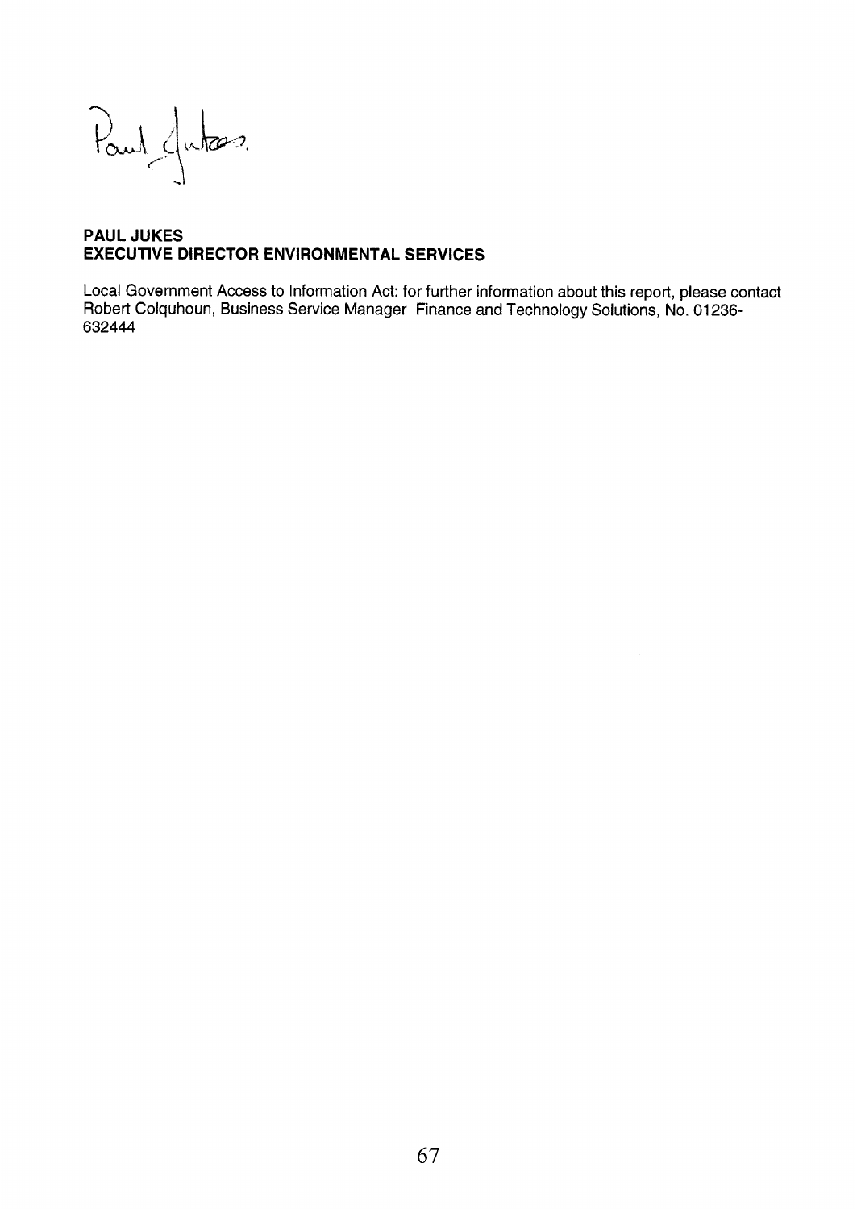Paul Jukes

**PAUL JUKES**
**EXECUTIVE DIRECTOR ENVIRONMENTAL SERVICES**

Local Government Access to Information Act: for further information about this report, please contact Robert Colquhoun, Business Service Manager Finance and Technology Solutions, No. 01236-632444